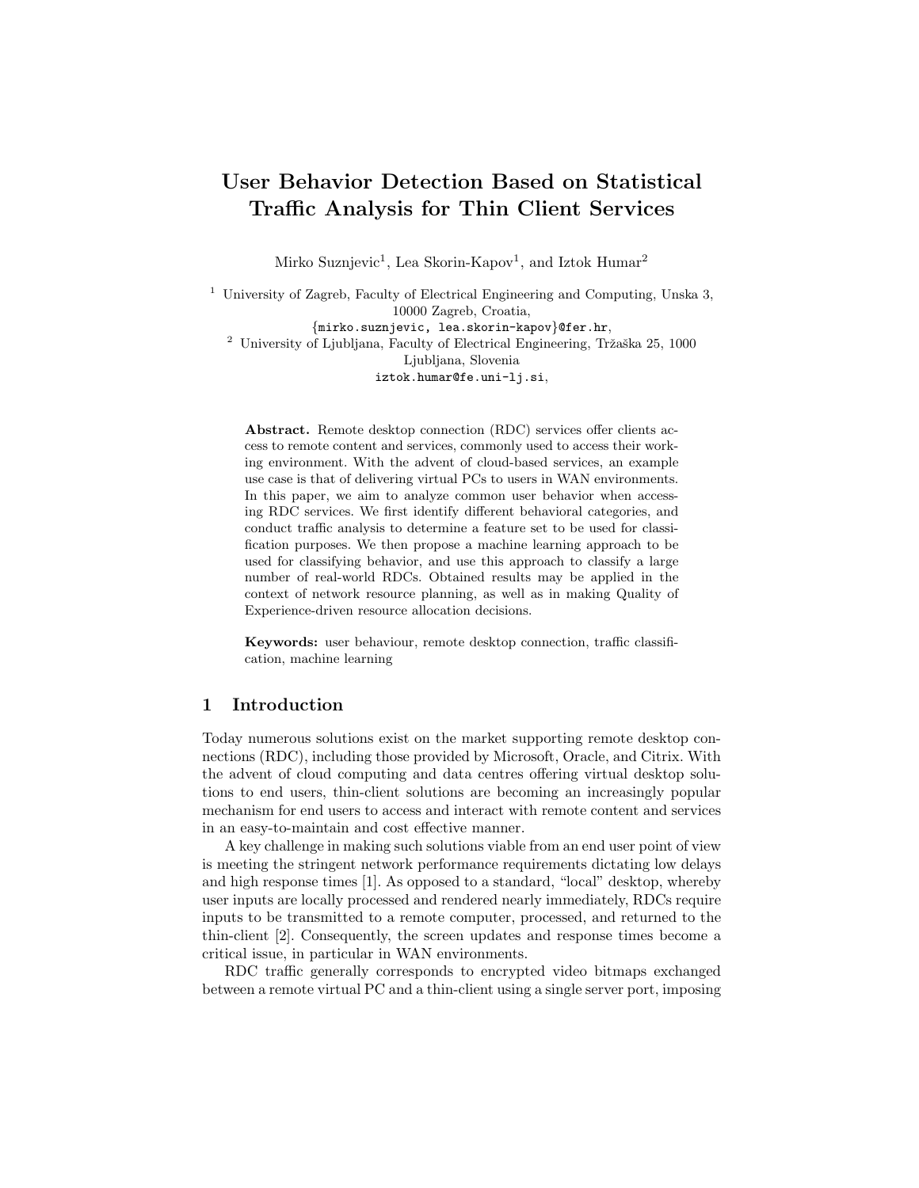# User Behavior Detection Based on Statistical Traffic Analysis for Thin Client Services

Mirko Suznjevic[1], Lea Skorin-Kapov[1], and Iztok Humar[2]

[1] University of Zagreb, Faculty of Electrical Engineering and Computing, Unska 3, 10000 Zagreb, Croatia,
{mirko.suznjevic, lea.skorin-kapov}@fer.hr,

[2] University of Ljubljana, Faculty of Electrical Engineering, Tržaška 25, 1000 Ljubljana, Slovenia
iztok.humar@fe.uni-lj.si,

**Abstract.** Remote desktop connection (RDC) services offer clients access to remote content and services, commonly used to access their working environment. With the advent of cloud-based services, an example use case is that of delivering virtual PCs to users in WAN environments. In this paper, we aim to analyze common user behavior when accessing RDC services. We first identify different behavioral categories, and conduct traffic analysis to determine a feature set to be used for classification purposes. We then propose a machine learning approach to be used for classifying behavior, and use this approach to classify a large number of real-world RDCs. Obtained results may be applied in the context of network resource planning, as well as in making Quality of Experience-driven resource allocation decisions.

**Keywords:** user behaviour, remote desktop connection, traffic classification, machine learning

## 1 Introduction

Today numerous solutions exist on the market supporting remote desktop connections (RDC), including those provided by Microsoft, Oracle, and Citrix. With the advent of cloud computing and data centres offering virtual desktop solutions to end users, thin-client solutions are becoming an increasingly popular mechanism for end users to access and interact with remote content and services in an easy-to-maintain and cost effective manner.

A key challenge in making such solutions viable from an end user point of view is meeting the stringent network performance requirements dictating low delays and high response times [1]. As opposed to a standard, "local" desktop, whereby user inputs are locally processed and rendered nearly immediately, RDCs require inputs to be transmitted to a remote computer, processed, and returned to the thin-client [2]. Consequently, the screen updates and response times become a critical issue, in particular in WAN environments.

RDC traffic generally corresponds to encrypted video bitmaps exchanged between a remote virtual PC and a thin-client using a single server port, imposing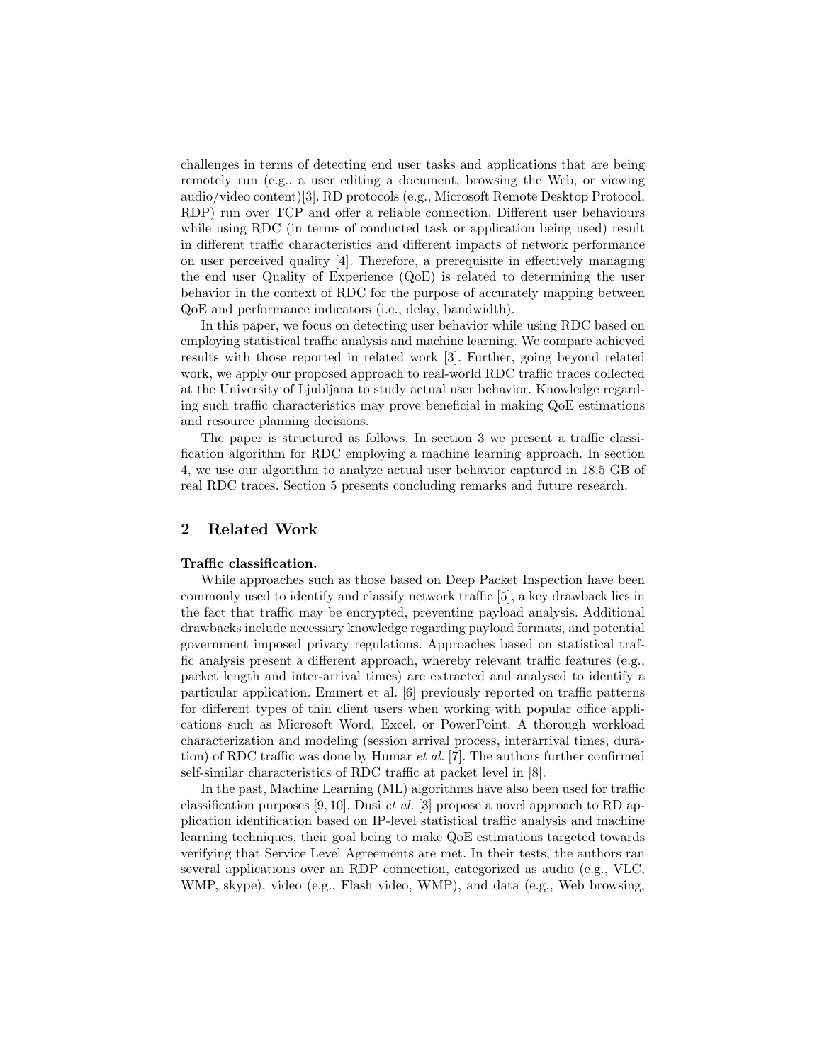challenges in terms of detecting end user tasks and applications that are being remotely run (e.g., a user editing a document, browsing the Web, or viewing audio/video content)[3]. RD protocols (e.g., Microsoft Remote Desktop Protocol, RDP) run over TCP and offer a reliable connection. Different user behaviours while using RDC (in terms of conducted task or application being used) result in different traffic characteristics and different impacts of network performance on user perceived quality [4]. Therefore, a prerequisite in effectively managing the end user Quality of Experience (QoE) is related to determining the user behavior in the context of RDC for the purpose of accurately mapping between QoE and performance indicators (i.e., delay, bandwidth).

In this paper, we focus on detecting user behavior while using RDC based on employing statistical traffic analysis and machine learning. We compare achieved results with those reported in related work [3]. Further, going beyond related work, we apply our proposed approach to real-world RDC traffic traces collected at the University of Ljubljana to study actual user behavior. Knowledge regarding such traffic characteristics may prove beneficial in making QoE estimations and resource planning decisions.

The paper is structured as follows. In section 3 we present a traffic classification algorithm for RDC employing a machine learning approach. In section 4, we use our algorithm to analyze actual user behavior captured in 18.5 GB of real RDC traces. Section 5 presents concluding remarks and future research.

## 2 Related Work

**Traffic classification.**

While approaches such as those based on Deep Packet Inspection have been commonly used to identify and classify network traffic [5], a key drawback lies in the fact that traffic may be encrypted, preventing payload analysis. Additional drawbacks include necessary knowledge regarding payload formats, and potential government imposed privacy regulations. Approaches based on statistical traffic analysis present a different approach, whereby relevant traffic features (e.g., packet length and inter-arrival times) are extracted and analysed to identify a particular application. Emmert et al. [6] previously reported on traffic patterns for different types of thin client users when working with popular office applications such as Microsoft Word, Excel, or PowerPoint. A thorough workload characterization and modeling (session arrival process, interarrival times, duration) of RDC traffic was done by Humar *et al.* [7]. The authors further confirmed self-similar characteristics of RDC traffic at packet level in [8].

In the past, Machine Learning (ML) algorithms have also been used for traffic classification purposes [9, 10]. Dusi *et al.* [3] propose a novel approach to RD application identification based on IP-level statistical traffic analysis and machine learning techniques, their goal being to make QoE estimations targeted towards verifying that Service Level Agreements are met. In their tests, the authors ran several applications over an RDP connection, categorized as audio (e.g., VLC, WMP, skype), video (e.g., Flash video, WMP), and data (e.g., Web browsing,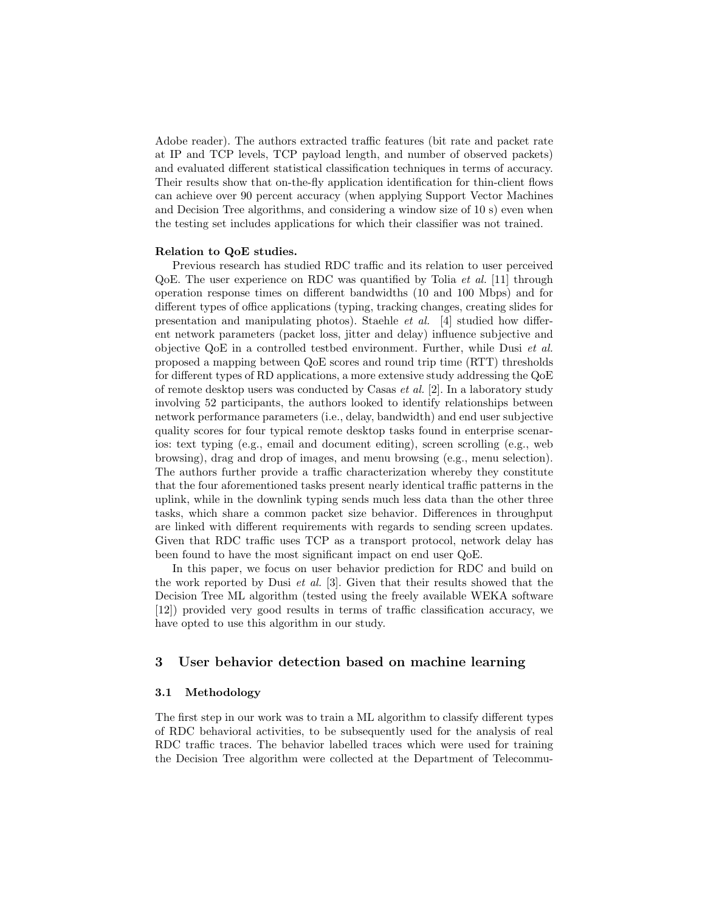Adobe reader). The authors extracted traffic features (bit rate and packet rate at IP and TCP levels, TCP payload length, and number of observed packets) and evaluated different statistical classification techniques in terms of accuracy. Their results show that on-the-fly application identification for thin-client flows can achieve over 90 percent accuracy (when applying Support Vector Machines and Decision Tree algorithms, and considering a window size of 10 s) even when the testing set includes applications for which their classifier was not trained.

**Relation to QoE studies.**

Previous research has studied RDC traffic and its relation to user perceived QoE. The user experience on RDC was quantified by Tolia *et al.* [11] through operation response times on different bandwidths (10 and 100 Mbps) and for different types of office applications (typing, tracking changes, creating slides for presentation and manipulating photos). Staehle *et al.* [4] studied how different network parameters (packet loss, jitter and delay) influence subjective and objective QoE in a controlled testbed environment. Further, while Dusi *et al.* proposed a mapping between QoE scores and round trip time (RTT) thresholds for different types of RD applications, a more extensive study addressing the QoE of remote desktop users was conducted by Casas *et al.* [2]. In a laboratory study involving 52 participants, the authors looked to identify relationships between network performance parameters (i.e., delay, bandwidth) and end user subjective quality scores for four typical remote desktop tasks found in enterprise scenarios: text typing (e.g., email and document editing), screen scrolling (e.g., web browsing), drag and drop of images, and menu browsing (e.g., menu selection). The authors further provide a traffic characterization whereby they constitute that the four aforementioned tasks present nearly identical traffic patterns in the uplink, while in the downlink typing sends much less data than the other three tasks, which share a common packet size behavior. Differences in throughput are linked with different requirements with regards to sending screen updates. Given that RDC traffic uses TCP as a transport protocol, network delay has been found to have the most significant impact on end user QoE.

In this paper, we focus on user behavior prediction for RDC and build on the work reported by Dusi *et al.* [3]. Given that their results showed that the Decision Tree ML algorithm (tested using the freely available WEKA software [12]) provided very good results in terms of traffic classification accuracy, we have opted to use this algorithm in our study.

## 3 User behavior detection based on machine learning

### 3.1 Methodology

The first step in our work was to train a ML algorithm to classify different types of RDC behavioral activities, to be subsequently used for the analysis of real RDC traffic traces. The behavior labelled traces which were used for training the Decision Tree algorithm were collected at the Department of Telecommu-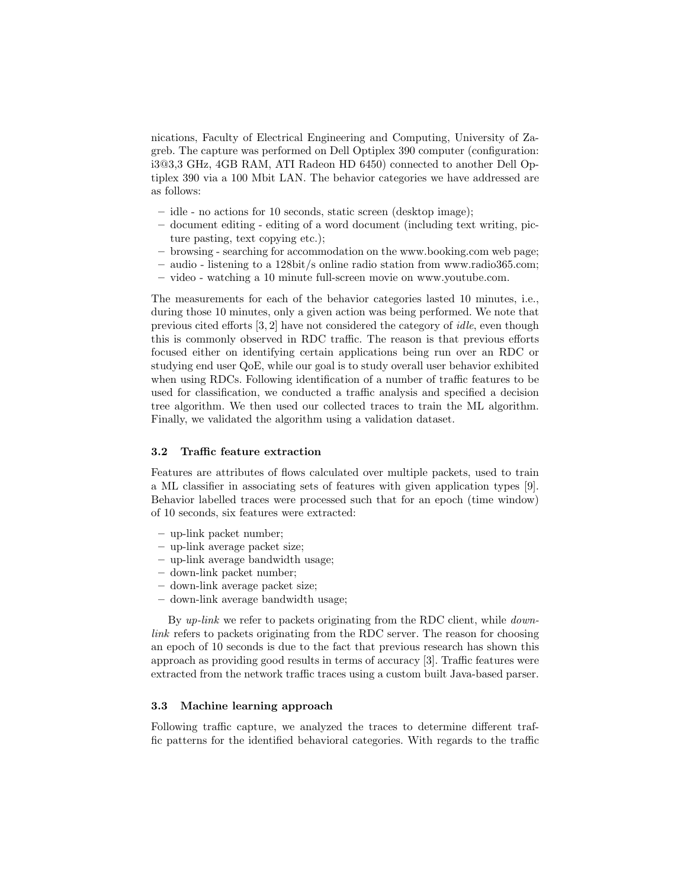nications, Faculty of Electrical Engineering and Computing, University of Zagreb. The capture was performed on Dell Optiplex 390 computer (configuration: i3@3,3 GHz, 4GB RAM, ATI Radeon HD 6450) connected to another Dell Optiplex 390 via a 100 Mbit LAN. The behavior categories we have addressed are as follows:

- idle - no actions for 10 seconds, static screen (desktop image);
- document editing - editing of a word document (including text writing, picture pasting, text copying etc.);
- browsing - searching for accommodation on the www.booking.com web page;
- audio - listening to a 128bit/s online radio station from www.radio365.com;
- video - watching a 10 minute full-screen movie on www.youtube.com.

The measurements for each of the behavior categories lasted 10 minutes, i.e., during those 10 minutes, only a given action was being performed. We note that previous cited efforts [3, 2] have not considered the category of *idle*, even though this is commonly observed in RDC traffic. The reason is that previous efforts focused either on identifying certain applications being run over an RDC or studying end user QoE, while our goal is to study overall user behavior exhibited when using RDCs. Following identification of a number of traffic features to be used for classification, we conducted a traffic analysis and specified a decision tree algorithm. We then used our collected traces to train the ML algorithm. Finally, we validated the algorithm using a validation dataset.

### 3.2 Traffic feature extraction

Features are attributes of flows calculated over multiple packets, used to train a ML classifier in associating sets of features with given application types [9]. Behavior labelled traces were processed such that for an epoch (time window) of 10 seconds, six features were extracted:

- up-link packet number;
- up-link average packet size;
- up-link average bandwidth usage;
- down-link packet number;
- down-link average packet size;
- down-link average bandwidth usage;

By *up-link* we refer to packets originating from the RDC client, while *down-link* refers to packets originating from the RDC server. The reason for choosing an epoch of 10 seconds is due to the fact that previous research has shown this approach as providing good results in terms of accuracy [3]. Traffic features were extracted from the network traffic traces using a custom built Java-based parser.

### 3.3 Machine learning approach

Following traffic capture, we analyzed the traces to determine different traffic patterns for the identified behavioral categories. With regards to the traffic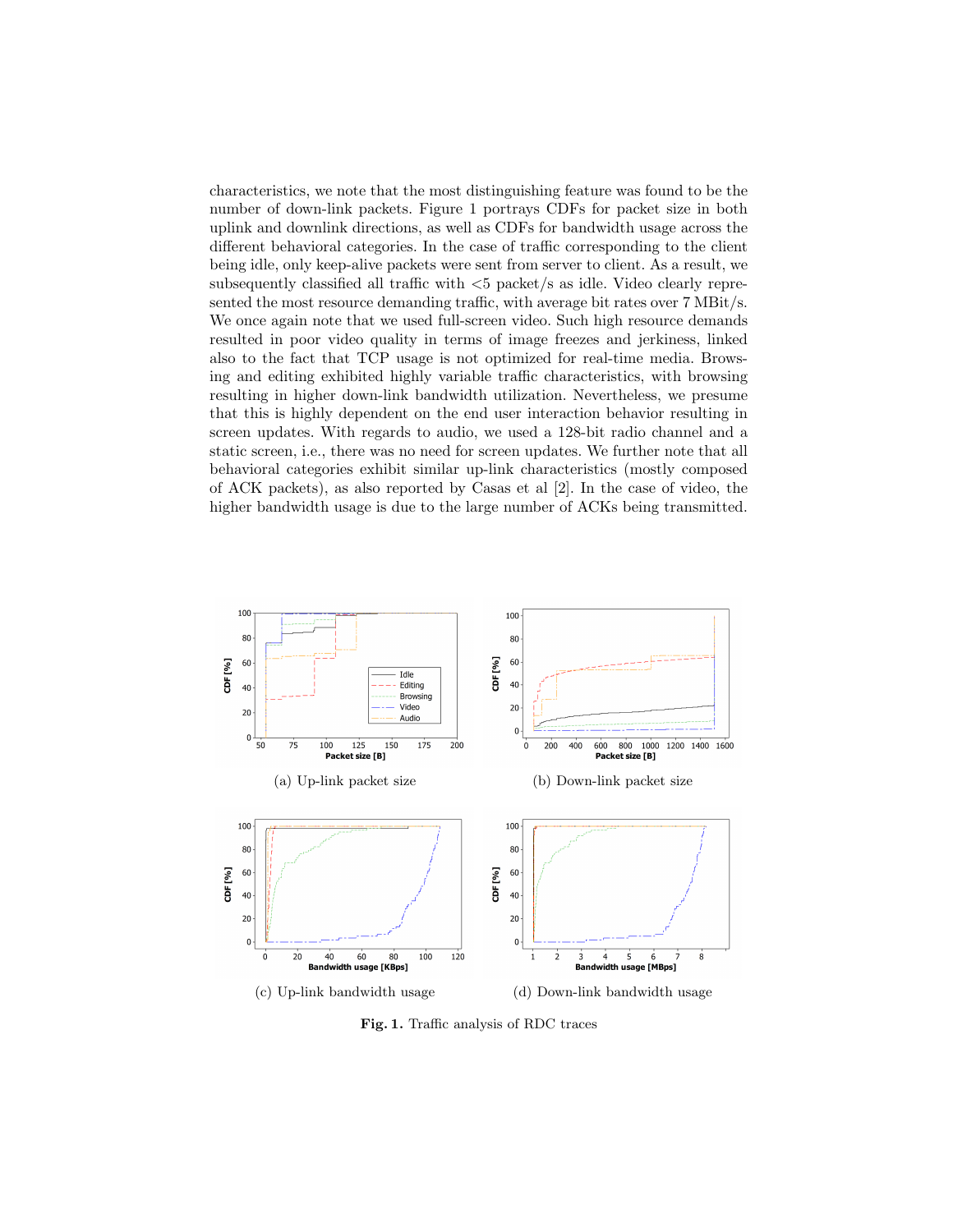characteristics, we note that the most distinguishing feature was found to be the number of down-link packets. Figure 1 portrays CDFs for packet size in both uplink and downlink directions, as well as CDFs for bandwidth usage across the different behavioral categories. In the case of traffic corresponding to the client being idle, only keep-alive packets were sent from server to client. As a result, we subsequently classified all traffic with <5 packet/s as idle. Video clearly represented the most resource demanding traffic, with average bit rates over 7 MBit/s. We once again note that we used full-screen video. Such high resource demands resulted in poor video quality in terms of image freezes and jerkiness, linked also to the fact that TCP usage is not optimized for real-time media. Browsing and editing exhibited highly variable traffic characteristics, with browsing resulting in higher down-link bandwidth utilization. Nevertheless, we presume that this is highly dependent on the end user interaction behavior resulting in screen updates. With regards to audio, we used a 128-bit radio channel and a static screen, i.e., there was no need for screen updates. We further note that all behavioral categories exhibit similar up-link characteristics (mostly composed of ACK packets), as also reported by Casas et al [2]. In the case of video, the higher bandwidth usage is due to the large number of ACKs being transmitted.

(a) Up-link packet size

(b) Down-link packet size

(c) Up-link bandwidth usage

(d) Down-link bandwidth usage

**Fig. 1.** Traffic analysis of RDC traces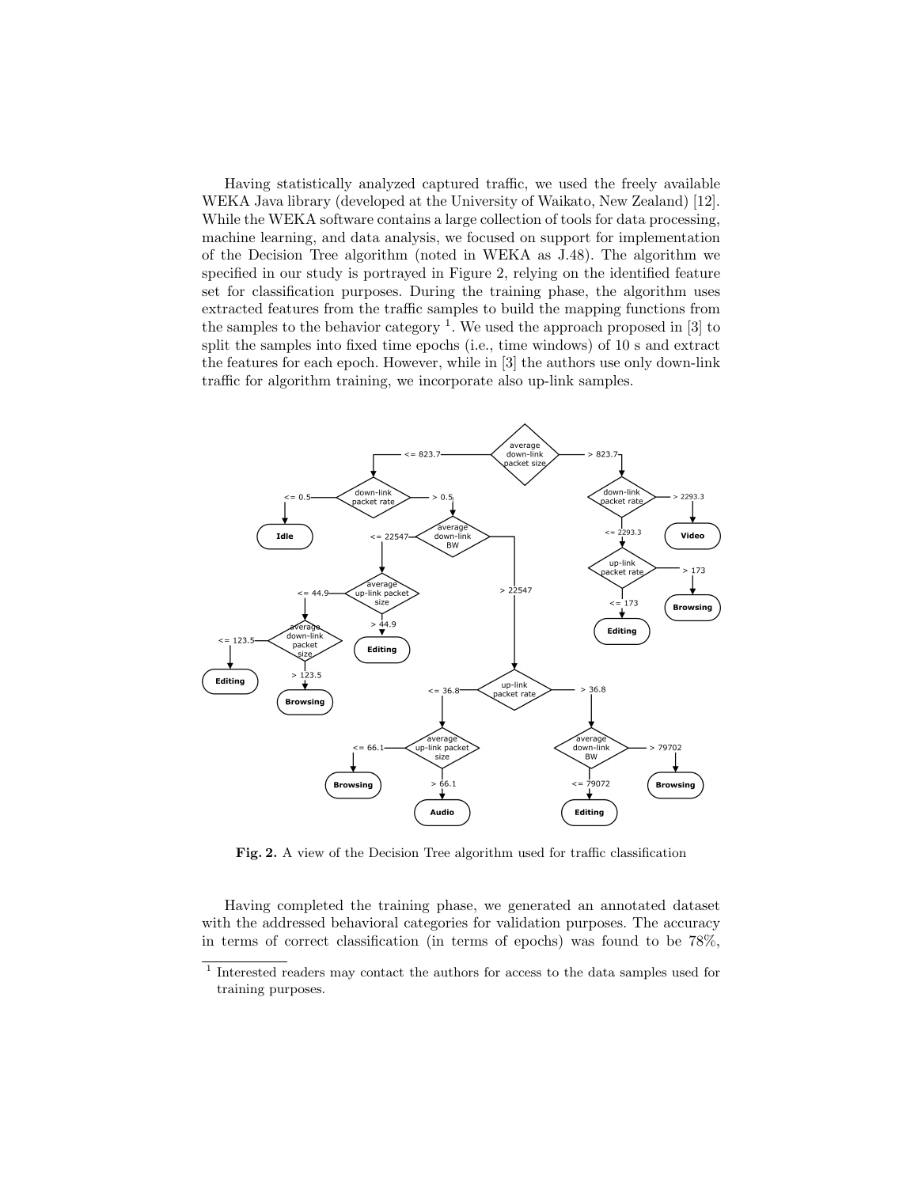Having statistically analyzed captured traffic, we used the freely available WEKA Java library (developed at the University of Waikato, New Zealand) [12]. While the WEKA software contains a large collection of tools for data processing, machine learning, and data analysis, we focused on support for implementation of the Decision Tree algorithm (noted in WEKA as J.48). The algorithm we specified in our study is portrayed in Figure 2, relying on the identified feature set for classification purposes. During the training phase, the algorithm uses extracted features from the traffic samples to build the mapping functions from the samples to the behavior category [1]. We used the approach proposed in [3] to split the samples into fixed time epochs (i.e., time windows) of 10 s and extract the features for each epoch. However, while in [3] the authors use only down-link traffic for algorithm training, we incorporate also up-link samples.

**Fig. 2.** A view of the Decision Tree algorithm used for traffic classification

Having completed the training phase, we generated an annotated dataset with the addressed behavioral categories for validation purposes. The accuracy in terms of correct classification (in terms of epochs) was found to be 78%,

[1] Interested readers may contact the authors for access to the data samples used for training purposes.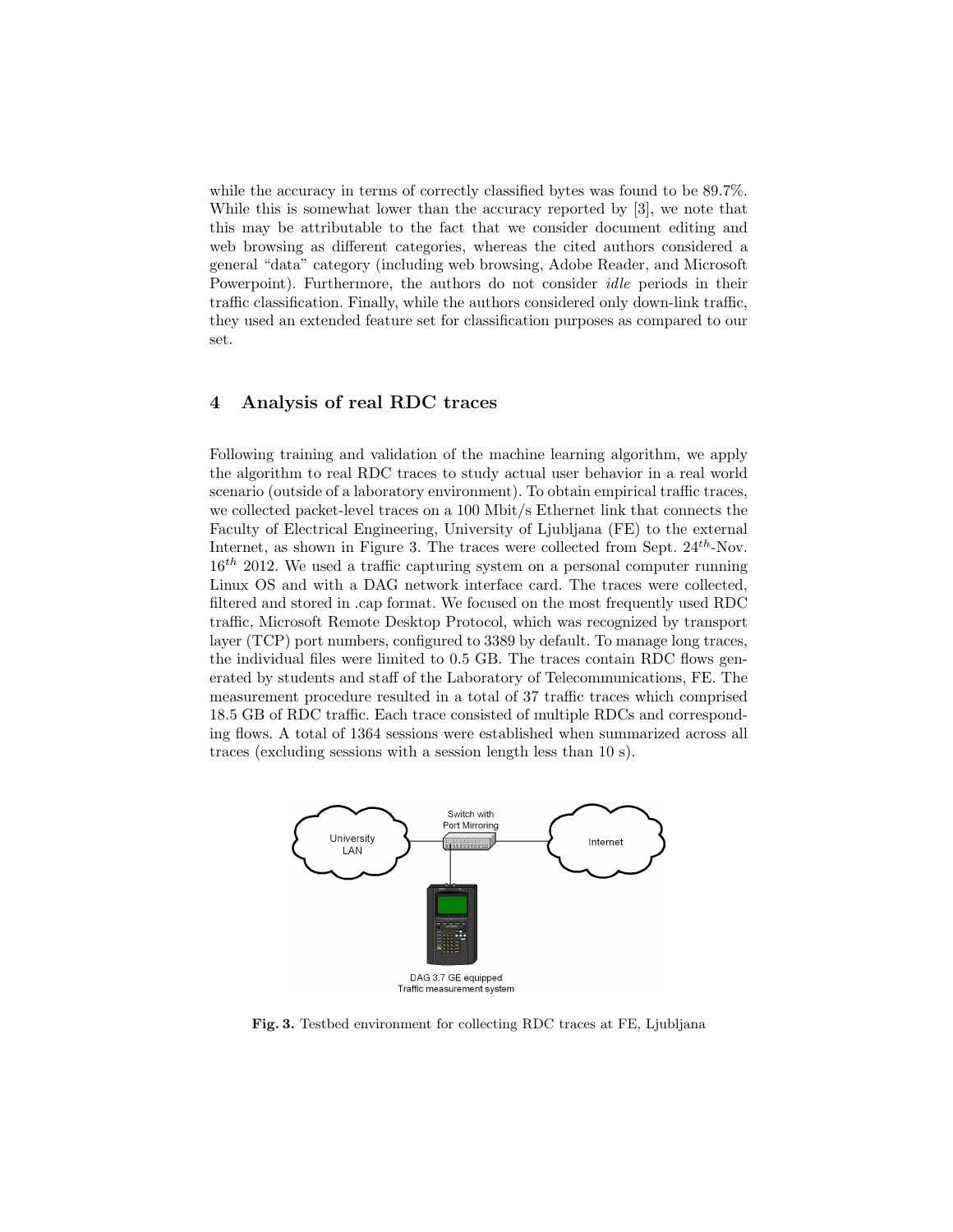while the accuracy in terms of correctly classified bytes was found to be 89.7%. While this is somewhat lower than the accuracy reported by [3], we note that this may be attributable to the fact that we consider document editing and web browsing as different categories, whereas the cited authors considered a general "data" category (including web browsing, Adobe Reader, and Microsoft Powerpoint). Furthermore, the authors do not consider *idle* periods in their traffic classification. Finally, while the authors considered only down-link traffic, they used an extended feature set for classification purposes as compared to our set.

## 4 Analysis of real RDC traces

Following training and validation of the machine learning algorithm, we apply the algorithm to real RDC traces to study actual user behavior in a real world scenario (outside of a laboratory environment). To obtain empirical traffic traces, we collected packet-level traces on a 100 Mbit/s Ethernet link that connects the Faculty of Electrical Engineering, University of Ljubljana (FE) to the external Internet, as shown in Figure 3. The traces were collected from Sept. $24^{th}$-Nov. $16^{th}$ 2012. We used a traffic capturing system on a personal computer running Linux OS and with a DAG network interface card. The traces were collected, filtered and stored in .cap format. We focused on the most frequently used RDC traffic, Microsoft Remote Desktop Protocol, which was recognized by transport layer (TCP) port numbers, configured to 3389 by default. To manage long traces, the individual files were limited to 0.5 GB. The traces contain RDC flows generated by students and staff of the Laboratory of Telecommunications, FE. The measurement procedure resulted in a total of 37 traffic traces which comprised 18.5 GB of RDC traffic. Each trace consisted of multiple RDCs and corresponding flows. A total of 1364 sessions were established when summarized across all traces (excluding sessions with a session length less than 10 s).

**Fig. 3.** Testbed environment for collecting RDC traces at FE, Ljubljana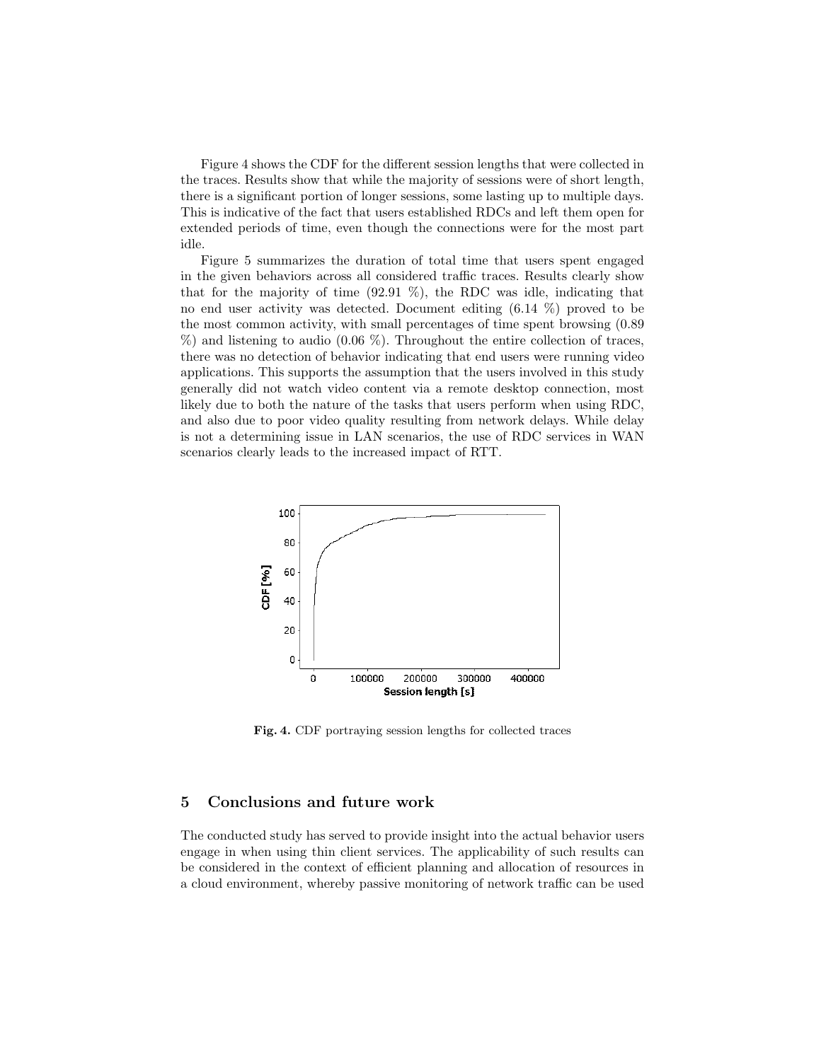Figure 4 shows the CDF for the different session lengths that were collected in the traces. Results show that while the majority of sessions were of short length, there is a significant portion of longer sessions, some lasting up to multiple days. This is indicative of the fact that users established RDCs and left them open for extended periods of time, even though the connections were for the most part idle.

Figure 5 summarizes the duration of total time that users spent engaged in the given behaviors across all considered traffic traces. Results clearly show that for the majority of time (92.91 %), the RDC was idle, indicating that no end user activity was detected. Document editing (6.14 %) proved to be the most common activity, with small percentages of time spent browsing (0.89 %) and listening to audio (0.06 %). Throughout the entire collection of traces, there was no detection of behavior indicating that end users were running video applications. This supports the assumption that the users involved in this study generally did not watch video content via a remote desktop connection, most likely due to both the nature of the tasks that users perform when using RDC, and also due to poor video quality resulting from network delays. While delay is not a determining issue in LAN scenarios, the use of RDC services in WAN scenarios clearly leads to the increased impact of RTT.

**Fig. 4.** CDF portraying session lengths for collected traces

## 5 Conclusions and future work

The conducted study has served to provide insight into the actual behavior users engage in when using thin client services. The applicability of such results can be considered in the context of efficient planning and allocation of resources in a cloud environment, whereby passive monitoring of network traffic can be used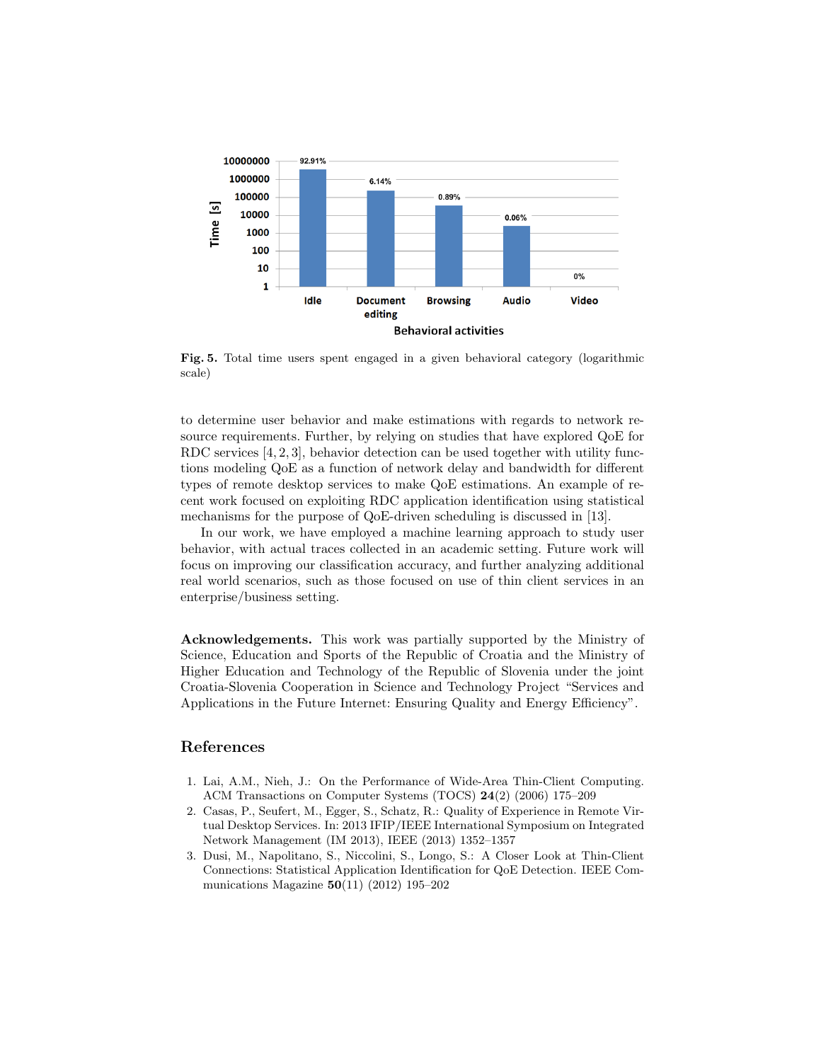Fig. 5. Total time users spent engaged in a given behavioral category (logarithmic scale)

to determine user behavior and make estimations with regards to network resource requirements. Further, by relying on studies that have explored QoE for RDC services [4, 2, 3], behavior detection can be used together with utility functions modeling QoE as a function of network delay and bandwidth for different types of remote desktop services to make QoE estimations. An example of recent work focused on exploiting RDC application identification using statistical mechanisms for the purpose of QoE-driven scheduling is discussed in [13].

In our work, we have employed a machine learning approach to study user behavior, with actual traces collected in an academic setting. Future work will focus on improving our classification accuracy, and further analyzing additional real world scenarios, such as those focused on use of thin client services in an enterprise/business setting.

**Acknowledgements.** This work was partially supported by the Ministry of Science, Education and Sports of the Republic of Croatia and the Ministry of Higher Education and Technology of the Republic of Slovenia under the joint Croatia-Slovenia Cooperation in Science and Technology Project "Services and Applications in the Future Internet: Ensuring Quality and Energy Efficiency".

## References

1. Lai, A.M., Nieh, J.: On the Performance of Wide-Area Thin-Client Computing. ACM Transactions on Computer Systems (TOCS) **24**(2) (2006) 175–209
2. Casas, P., Seufert, M., Egger, S., Schatz, R.: Quality of Experience in Remote Virtual Desktop Services. In: 2013 IFIP/IEEE International Symposium on Integrated Network Management (IM 2013), IEEE (2013) 1352–1357
3. Dusi, M., Napolitano, S., Niccolini, S., Longo, S.: A Closer Look at Thin-Client Connections: Statistical Application Identification for QoE Detection. IEEE Communications Magazine **50**(11) (2012) 195–202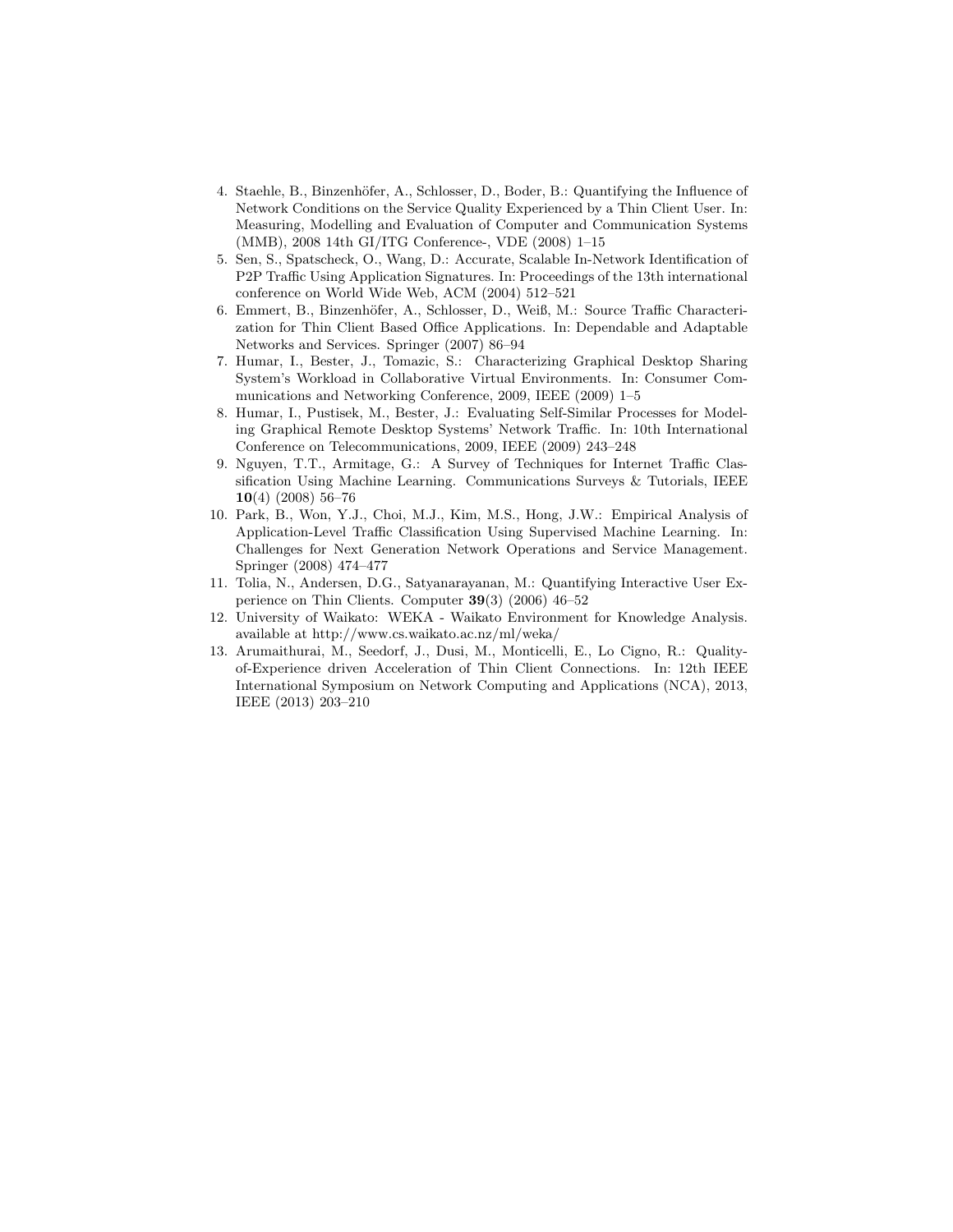4. Staehle, B., Binzenhöfer, A., Schlosser, D., Boder, B.: Quantifying the Influence of Network Conditions on the Service Quality Experienced by a Thin Client User. In: Measuring, Modelling and Evaluation of Computer and Communication Systems (MMB), 2008 14th GI/ITG Conference-, VDE (2008) 1–15
5. Sen, S., Spatscheck, O., Wang, D.: Accurate, Scalable In-Network Identification of P2P Traffic Using Application Signatures. In: Proceedings of the 13th international conference on World Wide Web, ACM (2004) 512–521
6. Emmert, B., Binzenhöfer, A., Schlosser, D., Weiß, M.: Source Traffic Characterization for Thin Client Based Office Applications. In: Dependable and Adaptable Networks and Services. Springer (2007) 86–94
7. Humar, I., Bester, J., Tomazic, S.: Characterizing Graphical Desktop Sharing System's Workload in Collaborative Virtual Environments. In: Consumer Communications and Networking Conference, 2009, IEEE (2009) 1–5
8. Humar, I., Pustisek, M., Bester, J.: Evaluating Self-Similar Processes for Modeling Graphical Remote Desktop Systems' Network Traffic. In: 10th International Conference on Telecommunications, 2009, IEEE (2009) 243–248
9. Nguyen, T.T., Armitage, G.: A Survey of Techniques for Internet Traffic Classification Using Machine Learning. Communications Surveys & Tutorials, IEEE **10**(4) (2008) 56–76
10. Park, B., Won, Y.J., Choi, M.J., Kim, M.S., Hong, J.W.: Empirical Analysis of Application-Level Traffic Classification Using Supervised Machine Learning. In: Challenges for Next Generation Network Operations and Service Management. Springer (2008) 474–477
11. Tolia, N., Andersen, D.G., Satyanarayanan, M.: Quantifying Interactive User Experience on Thin Clients. Computer **39**(3) (2006) 46–52
12. University of Waikato: WEKA - Waikato Environment for Knowledge Analysis. available at http://www.cs.waikato.ac.nz/ml/weka/
13. Arumaithurai, M., Seedorf, J., Dusi, M., Monticelli, E., Lo Cigno, R.: Quality-of-Experience driven Acceleration of Thin Client Connections. In: 12th IEEE International Symposium on Network Computing and Applications (NCA), 2013, IEEE (2013) 203–210